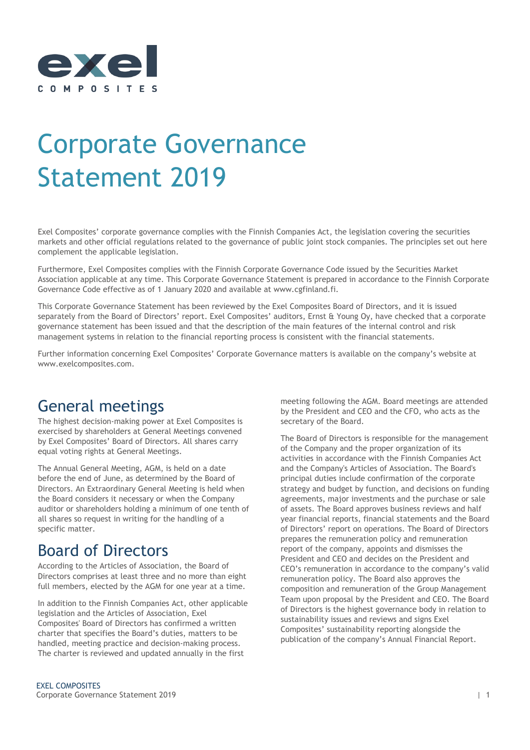# Corporate Governance Statement 2019

Exel Composites' corporate governance complies with the Finnish Companies Act, the legislation covering the securities markets and other official regulations related to the governance of public joint stock companies. The principles set out here complement the applicable legislation.

Furthermore, Exel Composites complies with the Finnish Corporate Governance Code issued by the Securities Market Association applicable at any time. This Corporate Governance Statement is prepared in accordance to the Finnish Corporate Governance Code effective as of 1 January 2020 and available at www.cgfinland.fi.

This Corporate Governance Statement has been reviewed by the Exel Composites Board of Directors, and it is issued separately from the Board of Directors' report. Exel Composites' auditors, Ernst & Young Oy, have checked that a corporate governance statement has been issued and that the description of the main features of the internal control and risk management systems in relation to the financial reporting process is consistent with the financial statements.

Further information concerning Exel Composites' Corporate Governance matters is available on the company's website at www.exelcomposites.com.

## General meetings

The highest decision-making power at Exel Composites is exercised by shareholders at General Meetings convened by Exel Composites' Board of Directors. All shares carry equal voting rights at General Meetings.

The Annual General Meeting, AGM, is held on a date before the end of June, as determined by the Board of Directors. An Extraordinary General Meeting is held when the Board considers it necessary or when the Company auditor or shareholders holding a minimum of one tenth of all shares so request in writing for the handling of a specific matter.

## Board of Directors

According to the Articles of Association, the Board of Directors comprises at least three and no more than eight full members, elected by the AGM for one year at a time.

In addition to the Finnish Companies Act, other applicable legislation and the Articles of Association, Exel Composites' Board of Directors has confirmed a written charter that specifies the Board's duties, matters to be handled, meeting practice and decision-making process. The charter is reviewed and updated annually in the first meeting following the AGM. Board meetings are attended by the President and CEO and the CFO, who acts as the secretary of the Board.

The Board of Directors is responsible for the management of the Company and the proper organization of its activities in accordance with the Finnish Companies Act and the Company's Articles of Association. The Board's principal duties include confirmation of the corporate strategy and budget by function, and decisions on funding agreements, major investments and the purchase or sale of assets. The Board approves business reviews and half year financial reports, financial statements and the Board of Directors' report on operations. The Board of Directors prepares the remuneration policy and remuneration report of the company, appoints and dismisses the President and CEO and decides on the President and CEO's remuneration in accordance to the company's valid remuneration policy. The Board also approves the composition and remuneration of the Group Management Team upon proposal by the President and CEO. The Board of Directors is the highest governance body in relation to sustainability issues and reviews and signs Exel Composites' sustainability reporting alongside the publication of the company's Annual Financial Report.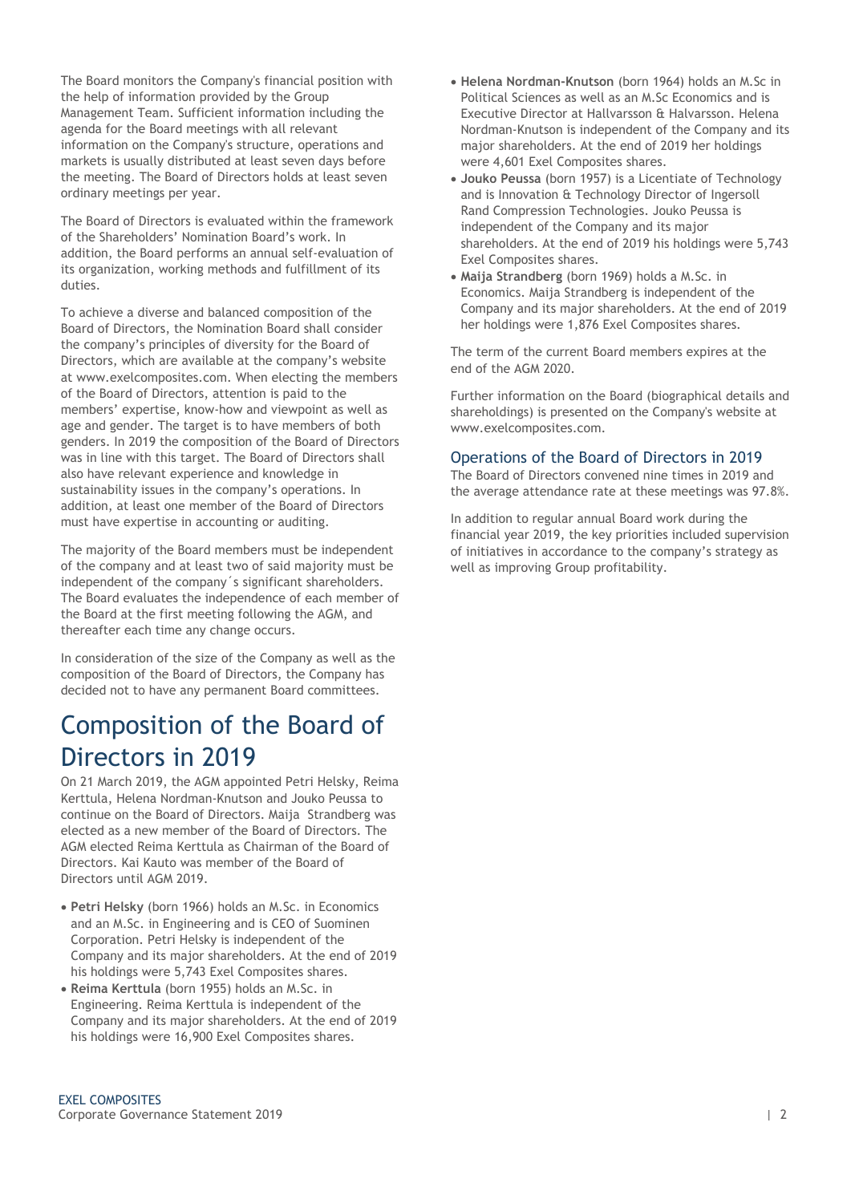The Board monitors the Company's financial position with the help of information provided by the Group Management Team. Sufficient information including the agenda for the Board meetings with all relevant information on the Company's structure, operations and markets is usually distributed at least seven days before the meeting. The Board of Directors holds at least seven ordinary meetings per year.

The Board of Directors is evaluated within the framework of the Shareholders' Nomination Board's work. In addition, the Board performs an annual self-evaluation of its organization, working methods and fulfillment of its duties.

To achieve a diverse and balanced composition of the Board of Directors, the Nomination Board shall consider the company's principles of diversity for the Board of Directors, which are available at the company's website at www.exelcomposites.com. When electing the members of the Board of Directors, attention is paid to the members' expertise, know-how and viewpoint as well as age and gender. The target is to have members of both genders. In 2019 the composition of the Board of Directors was in line with this target. The Board of Directors shall also have relevant experience and knowledge in sustainability issues in the company's operations. In addition, at least one member of the Board of Directors must have expertise in accounting or auditing.

The majority of the Board members must be independent of the company and at least two of said majority must be independent of the company´s significant shareholders. The Board evaluates the independence of each member of the Board at the first meeting following the AGM, and thereafter each time any change occurs.

In consideration of the size of the Company as well as the composition of the Board of Directors, the Company has decided not to have any permanent Board committees.

# Composition of the Board of Directors in 2019

On 21 March 2019, the AGM appointed Petri Helsky, Reima Kerttula, Helena Nordman-Knutson and Jouko Peussa to continue on the Board of Directors. Maija Strandberg was elected as a new member of the Board of Directors. The AGM elected Reima Kerttula as Chairman of the Board of Directors. Kai Kauto was member of the Board of Directors until AGM 2019.

- **Petri Helsky** (born 1966) holds an M.Sc. in Economics and an M.Sc. in Engineering and is CEO of Suominen Corporation. Petri Helsky is independent of the Company and its major shareholders. At the end of 2019 his holdings were 5,743 Exel Composites shares.
- **Reima Kerttula** (born 1955) holds an M.Sc. in Engineering. Reima Kerttula is independent of the Company and its major shareholders. At the end of 2019 his holdings were 16,900 Exel Composites shares.
- **Helena Nordman-Knutson** (born 1964) holds an M.Sc in Political Sciences as well as an M.Sc Economics and is Executive Director at Hallvarsson & Halvarsson. Helena Nordman-Knutson is independent of the Company and its major shareholders. At the end of 2019 her holdings were 4,601 Exel Composites shares.
- **Jouko Peussa** (born 1957) is a Licentiate of Technology and is Innovation & Technology Director of Ingersoll Rand Compression Technologies. Jouko Peussa is independent of the Company and its major shareholders. At the end of 2019 his holdings were 5,743 Exel Composites shares.
- **Maija Strandberg** (born 1969) holds a M.Sc. in Economics. Maija Strandberg is independent of the Company and its major shareholders. At the end of 2019 her holdings were 1,876 Exel Composites shares.

The term of the current Board members expires at the end of the AGM 2020.

Further information on the Board (biographical details and shareholdings) is presented on the Company's website at www.exelcomposites.com.

## Operations of the Board of Directors in 2019

The Board of Directors convened nine times in 2019 and the average attendance rate at these meetings was 97.8%.

In addition to regular annual Board work during the financial year 2019, the key priorities included supervision of initiatives in accordance to the company's strategy as well as improving Group profitability.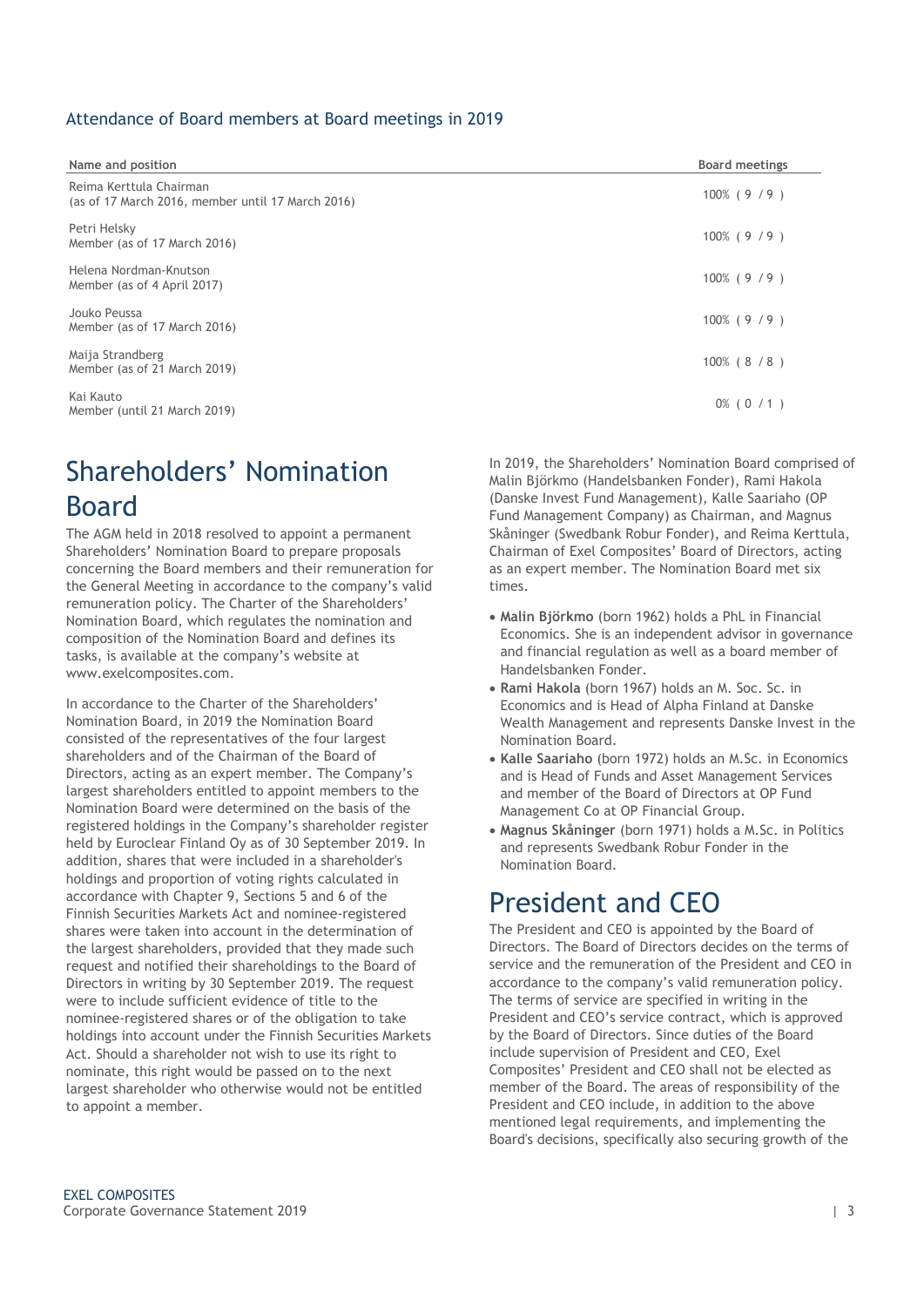### Attendance of Board members at Board meetings in 2019

| Name and position | Board meetings |
|---|---|
| Reima Kerttula Chairman<br>(as of 17 March 2016, member until 17 March 2016) | 100% ( 9 / 9 ) |
| Petri Helsky<br>Member (as of 17 March 2016) | 100% ( 9 / 9 ) |
| Helena Nordman-Knutson<br>Member (as of 4 April 2017) | 100% ( 9 / 9 ) |
| Jouko Peussa<br>Member (as of 17 March 2016) | 100% ( 9 / 9 ) |
| Maija Strandberg<br>Member (as of 21 March 2019) | 100% ( 8 / 8 ) |
| Kai Kauto<br>Member (until 21 March 2019) | 0% ( 0 / 1 ) |

# Shareholders' Nomination Board

The AGM held in 2018 resolved to appoint a permanent Shareholders' Nomination Board to prepare proposals concerning the Board members and their remuneration for the General Meeting in accordance to the company's valid remuneration policy. The Charter of the Shareholders' Nomination Board, which regulates the nomination and composition of the Nomination Board and defines its tasks, is available at the company's website at www.exelcomposites.com.

In accordance to the Charter of the Shareholders' Nomination Board, in 2019 the Nomination Board consisted of the representatives of the four largest shareholders and of the Chairman of the Board of Directors, acting as an expert member. The Company's largest shareholders entitled to appoint members to the Nomination Board were determined on the basis of the registered holdings in the Company's shareholder register held by Euroclear Finland Oy as of 30 September 2019. In addition, shares that were included in a shareholder's holdings and proportion of voting rights calculated in accordance with Chapter 9, Sections 5 and 6 of the Finnish Securities Markets Act and nominee-registered shares were taken into account in the determination of the largest shareholders, provided that they made such request and notified their shareholdings to the Board of Directors in writing by 30 September 2019. The request were to include sufficient evidence of title to the nominee-registered shares or of the obligation to take holdings into account under the Finnish Securities Markets Act. Should a shareholder not wish to use its right to nominate, this right would be passed on to the next largest shareholder who otherwise would not be entitled to appoint a member.

In 2019, the Shareholders' Nomination Board comprised of Malin Björkmo (Handelsbanken Fonder), Rami Hakola (Danske Invest Fund Management), Kalle Saariaho (OP Fund Management Company) as Chairman, and Magnus Skåninger (Swedbank Robur Fonder), and Reima Kerttula, Chairman of Exel Composites' Board of Directors, acting as an expert member. The Nomination Board met six times.

- **Malin Björkmo** (born 1962) holds a PhL in Financial Economics. She is an independent advisor in governance and financial regulation as well as a board member of Handelsbanken Fonder.
- **Rami Hakola** (born 1967) holds an M. Soc. Sc. in Economics and is Head of Alpha Finland at Danske Wealth Management and represents Danske Invest in the Nomination Board.
- **Kalle Saariaho** (born 1972) holds an M.Sc. in Economics and is Head of Funds and Asset Management Services and member of the Board of Directors at OP Fund Management Co at OP Financial Group.
- **Magnus Skåninger** (born 1971) holds a M.Sc. in Politics and represents Swedbank Robur Fonder in the Nomination Board.

# President and CEO

The President and CEO is appointed by the Board of Directors. The Board of Directors decides on the terms of service and the remuneration of the President and CEO in accordance to the company's valid remuneration policy. The terms of service are specified in writing in the President and CEO's service contract, which is approved by the Board of Directors. Since duties of the Board include supervision of President and CEO, Exel Composites' President and CEO shall not be elected as member of the Board. The areas of responsibility of the President and CEO include, in addition to the above mentioned legal requirements, and implementing the Board's decisions, specifically also securing growth of the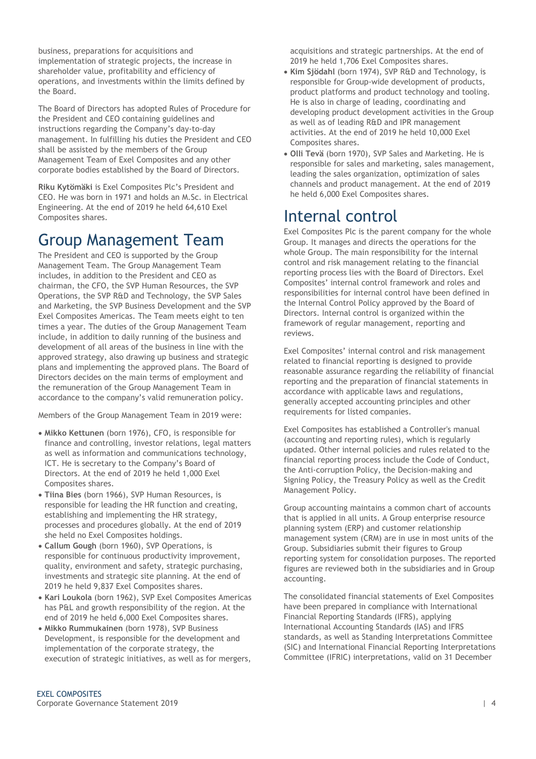business, preparations for acquisitions and implementation of strategic projects, the increase in shareholder value, profitability and efficiency of operations, and investments within the limits defined by the Board.

The Board of Directors has adopted Rules of Procedure for the President and CEO containing guidelines and instructions regarding the Company's day-to-day management. In fulfilling his duties the President and CEO shall be assisted by the members of the Group Management Team of Exel Composites and any other corporate bodies established by the Board of Directors.

**Riku Kytömäki** is Exel Composites Plc's President and CEO. He was born in 1971 and holds an M.Sc. in Electrical Engineering. At the end of 2019 he held 64,610 Exel Composites shares.

# Group Management Team

The President and CEO is supported by the Group Management Team. The Group Management Team includes, in addition to the President and CEO as chairman, the CFO, the SVP Human Resources, the SVP Operations, the SVP R&D and Technology, the SVP Sales and Marketing, the SVP Business Development and the SVP Exel Composites Americas. The Team meets eight to ten times a year. The duties of the Group Management Team include, in addition to daily running of the business and development of all areas of the business in line with the approved strategy, also drawing up business and strategic plans and implementing the approved plans. The Board of Directors decides on the main terms of employment and the remuneration of the Group Management Team in accordance to the company's valid remuneration policy.

Members of the Group Management Team in 2019 were:

- **Mikko Kettunen** (born 1976), CFO, is responsible for finance and controlling, investor relations, legal matters as well as information and communications technology, ICT. He is secretary to the Company's Board of Directors. At the end of 2019 he held 1,000 Exel Composites shares.
- **Tiina Bies** (born 1966), SVP Human Resources, is responsible for leading the HR function and creating, establishing and implementing the HR strategy, processes and procedures globally. At the end of 2019 she held no Exel Composites holdings.
- **Callum Gough** (born 1960), SVP Operations, is responsible for continuous productivity improvement, quality, environment and safety, strategic purchasing, investments and strategic site planning. At the end of 2019 he held 9,837 Exel Composites shares.
- **Kari Loukola** (born 1962), SVP Exel Composites Americas has P&L and growth responsibility of the region. At the end of 2019 he held 6,000 Exel Composites shares.
- **Mikko Rummukainen** (born 1978), SVP Business Development, is responsible for the development and implementation of the corporate strategy, the execution of strategic initiatives, as well as for mergers, acquisitions and strategic partnerships. At the end of 2019 he held 1,706 Exel Composites shares.
- **Kim Sjödahl** (born 1974), SVP R&D and Technology, is responsible for Group-wide development of products, product platforms and product technology and tooling. He is also in charge of leading, coordinating and developing product development activities in the Group as well as of leading R&D and IPR management activities. At the end of 2019 he held 10,000 Exel Composites shares.
- **Olli Tevä** (born 1970), SVP Sales and Marketing. He is responsible for sales and marketing, sales management, leading the sales organization, optimization of sales channels and product management. At the end of 2019 he held 6,000 Exel Composites shares.

# Internal control

Exel Composites Plc is the parent company for the whole Group. It manages and directs the operations for the whole Group. The main responsibility for the internal control and risk management relating to the financial reporting process lies with the Board of Directors. Exel Composites' internal control framework and roles and responsibilities for internal control have been defined in the Internal Control Policy approved by the Board of Directors. Internal control is organized within the framework of regular management, reporting and reviews.

Exel Composites' internal control and risk management related to financial reporting is designed to provide reasonable assurance regarding the reliability of financial reporting and the preparation of financial statements in accordance with applicable laws and regulations, generally accepted accounting principles and other requirements for listed companies.

Exel Composites has established a Controller's manual (accounting and reporting rules), which is regularly updated. Other internal policies and rules related to the financial reporting process include the Code of Conduct, the Anti-corruption Policy, the Decision-making and Signing Policy, the Treasury Policy as well as the Credit Management Policy.

Group accounting maintains a common chart of accounts that is applied in all units. A Group enterprise resource planning system (ERP) and customer relationship management system (CRM) are in use in most units of the Group. Subsidiaries submit their figures to Group reporting system for consolidation purposes. The reported figures are reviewed both in the subsidiaries and in Group accounting.

The consolidated financial statements of Exel Composites have been prepared in compliance with International Financial Reporting Standards (IFRS), applying International Accounting Standards (IAS) and IFRS standards, as well as Standing Interpretations Committee (SIC) and International Financial Reporting Interpretations Committee (IFRIC) interpretations, valid on 31 December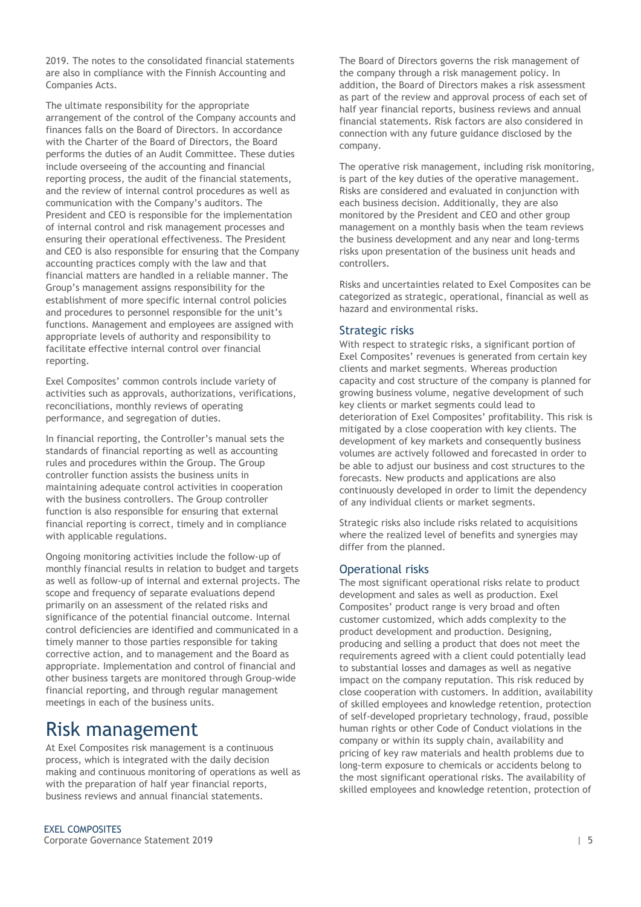2019. The notes to the consolidated financial statements are also in compliance with the Finnish Accounting and Companies Acts.

The ultimate responsibility for the appropriate arrangement of the control of the Company accounts and finances falls on the Board of Directors. In accordance with the Charter of the Board of Directors, the Board performs the duties of an Audit Committee. These duties include overseeing of the accounting and financial reporting process, the audit of the financial statements, and the review of internal control procedures as well as communication with the Company's auditors. The President and CEO is responsible for the implementation of internal control and risk management processes and ensuring their operational effectiveness. The President and CEO is also responsible for ensuring that the Company accounting practices comply with the law and that financial matters are handled in a reliable manner. The Group's management assigns responsibility for the establishment of more specific internal control policies and procedures to personnel responsible for the unit's functions. Management and employees are assigned with appropriate levels of authority and responsibility to facilitate effective internal control over financial reporting.

Exel Composites' common controls include variety of activities such as approvals, authorizations, verifications, reconciliations, monthly reviews of operating performance, and segregation of duties.

In financial reporting, the Controller's manual sets the standards of financial reporting as well as accounting rules and procedures within the Group. The Group controller function assists the business units in maintaining adequate control activities in cooperation with the business controllers. The Group controller function is also responsible for ensuring that external financial reporting is correct, timely and in compliance with applicable regulations.

Ongoing monitoring activities include the follow-up of monthly financial results in relation to budget and targets as well as follow-up of internal and external projects. The scope and frequency of separate evaluations depend primarily on an assessment of the related risks and significance of the potential financial outcome. Internal control deficiencies are identified and communicated in a timely manner to those parties responsible for taking corrective action, and to management and the Board as appropriate. Implementation and control of financial and other business targets are monitored through Group-wide financial reporting, and through regular management meetings in each of the business units.

# Risk management

At Exel Composites risk management is a continuous process, which is integrated with the daily decision making and continuous monitoring of operations as well as with the preparation of half year financial reports, business reviews and annual financial statements.

The Board of Directors governs the risk management of the company through a risk management policy. In addition, the Board of Directors makes a risk assessment as part of the review and approval process of each set of half year financial reports, business reviews and annual financial statements. Risk factors are also considered in connection with any future guidance disclosed by the company.

The operative risk management, including risk monitoring, is part of the key duties of the operative management. Risks are considered and evaluated in conjunction with each business decision. Additionally, they are also monitored by the President and CEO and other group management on a monthly basis when the team reviews the business development and any near and long-terms risks upon presentation of the business unit heads and controllers.

Risks and uncertainties related to Exel Composites can be categorized as strategic, operational, financial as well as hazard and environmental risks.

## Strategic risks

With respect to strategic risks, a significant portion of Exel Composites' revenues is generated from certain key clients and market segments. Whereas production capacity and cost structure of the company is planned for growing business volume, negative development of such key clients or market segments could lead to deterioration of Exel Composites' profitability. This risk is mitigated by a close cooperation with key clients. The development of key markets and consequently business volumes are actively followed and forecasted in order to be able to adjust our business and cost structures to the forecasts. New products and applications are also continuously developed in order to limit the dependency of any individual clients or market segments.

Strategic risks also include risks related to acquisitions where the realized level of benefits and synergies may differ from the planned.

## Operational risks

The most significant operational risks relate to product development and sales as well as production. Exel Composites' product range is very broad and often customer customized, which adds complexity to the product development and production. Designing, producing and selling a product that does not meet the requirements agreed with a client could potentially lead to substantial losses and damages as well as negative impact on the company reputation. This risk reduced by close cooperation with customers. In addition, availability of skilled employees and knowledge retention, protection of self-developed proprietary technology, fraud, possible human rights or other Code of Conduct violations in the company or within its supply chain, availability and pricing of key raw materials and health problems due to long-term exposure to chemicals or accidents belong to the most significant operational risks. The availability of skilled employees and knowledge retention, protection of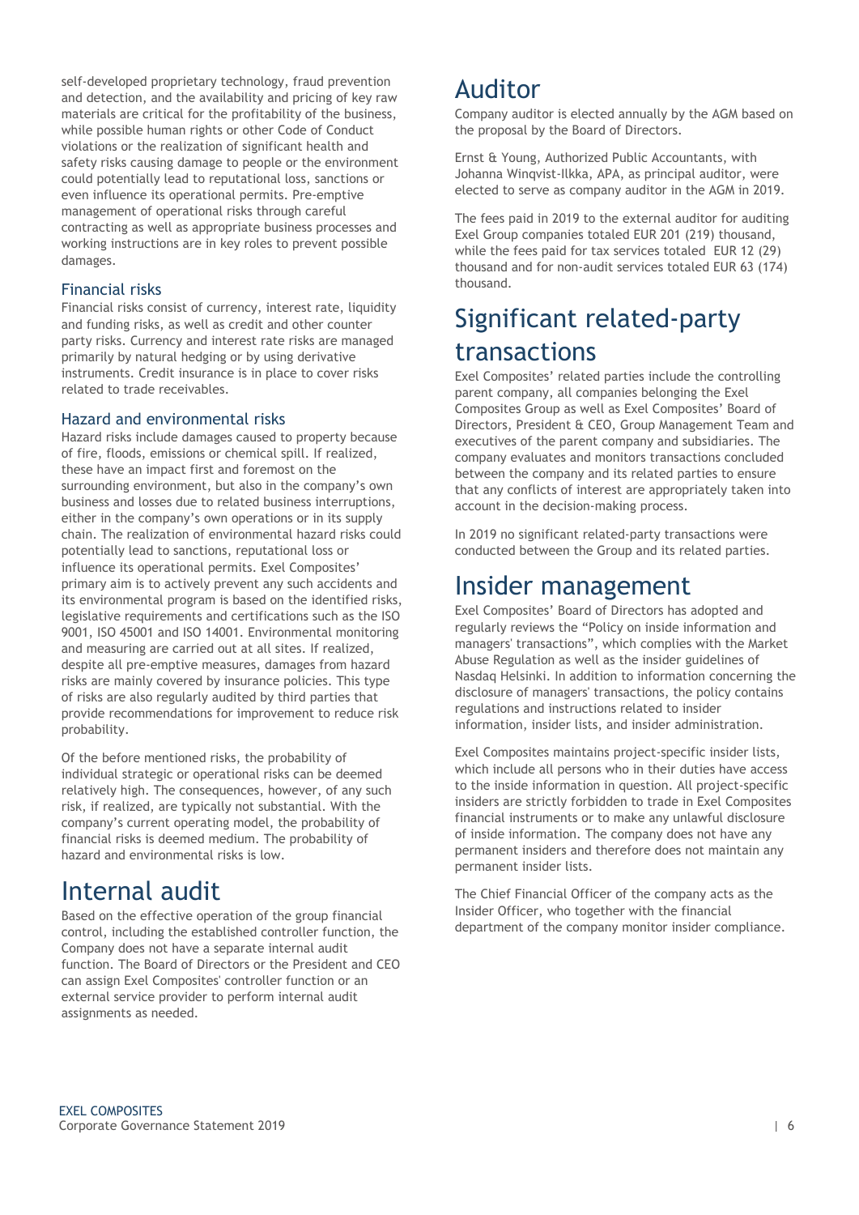self-developed proprietary technology, fraud prevention and detection, and the availability and pricing of key raw materials are critical for the profitability of the business, while possible human rights or other Code of Conduct violations or the realization of significant health and safety risks causing damage to people or the environment could potentially lead to reputational loss, sanctions or even influence its operational permits. Pre-emptive management of operational risks through careful contracting as well as appropriate business processes and working instructions are in key roles to prevent possible damages.

### Financial risks

Financial risks consist of currency, interest rate, liquidity and funding risks, as well as credit and other counter party risks. Currency and interest rate risks are managed primarily by natural hedging or by using derivative instruments. Credit insurance is in place to cover risks related to trade receivables.

### Hazard and environmental risks

Hazard risks include damages caused to property because of fire, floods, emissions or chemical spill. If realized, these have an impact first and foremost on the surrounding environment, but also in the company's own business and losses due to related business interruptions, either in the company's own operations or in its supply chain. The realization of environmental hazard risks could potentially lead to sanctions, reputational loss or influence its operational permits. Exel Composites' primary aim is to actively prevent any such accidents and its environmental program is based on the identified risks, legislative requirements and certifications such as the ISO 9001, ISO 45001 and ISO 14001. Environmental monitoring and measuring are carried out at all sites. If realized, despite all pre-emptive measures, damages from hazard risks are mainly covered by insurance policies. This type of risks are also regularly audited by third parties that provide recommendations for improvement to reduce risk probability.

Of the before mentioned risks, the probability of individual strategic or operational risks can be deemed relatively high. The consequences, however, of any such risk, if realized, are typically not substantial. With the company's current operating model, the probability of financial risks is deemed medium. The probability of hazard and environmental risks is low.

# Internal audit

Based on the effective operation of the group financial control, including the established controller function, the Company does not have a separate internal audit function. The Board of Directors or the President and CEO can assign Exel Composites' controller function or an external service provider to perform internal audit assignments as needed.

# Auditor

Company auditor is elected annually by the AGM based on the proposal by the Board of Directors.

Ernst & Young, Authorized Public Accountants, with Johanna Winqvist-Ilkka, APA, as principal auditor, were elected to serve as company auditor in the AGM in 2019.

The fees paid in 2019 to the external auditor for auditing Exel Group companies totaled EUR 201 (219) thousand, while the fees paid for tax services totaled EUR 12 (29) thousand and for non-audit services totaled EUR 63 (174) thousand.

# Significant related-party transactions

Exel Composites' related parties include the controlling parent company, all companies belonging the Exel Composites Group as well as Exel Composites' Board of Directors, President & CEO, Group Management Team and executives of the parent company and subsidiaries. The company evaluates and monitors transactions concluded between the company and its related parties to ensure that any conflicts of interest are appropriately taken into account in the decision-making process.

In 2019 no significant related-party transactions were conducted between the Group and its related parties.

# Insider management

Exel Composites' Board of Directors has adopted and regularly reviews the "Policy on inside information and managers' transactions", which complies with the Market Abuse Regulation as well as the insider guidelines of Nasdaq Helsinki. In addition to information concerning the disclosure of managers' transactions, the policy contains regulations and instructions related to insider information, insider lists, and insider administration.

Exel Composites maintains project-specific insider lists, which include all persons who in their duties have access to the inside information in question. All project-specific insiders are strictly forbidden to trade in Exel Composites financial instruments or to make any unlawful disclosure of inside information. The company does not have any permanent insiders and therefore does not maintain any permanent insider lists.

The Chief Financial Officer of the company acts as the Insider Officer, who together with the financial department of the company monitor insider compliance.